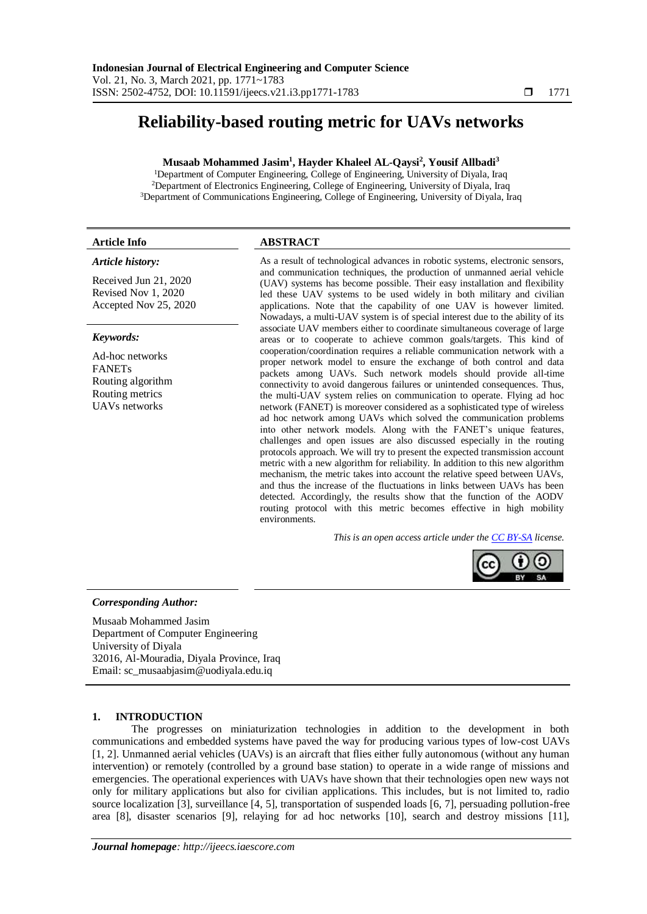# Reliability-based routing metric for UAVs networks

**Musaab Mohammed Jasim[1], Hayder Khaleel AL-Qaysi[2], Yousif Allbadi[3]**

[1]Department of Computer Engineering, College of Engineering, University of Diyala, Iraq
[2]Department of Electronics Engineering, College of Engineering, University of Diyala, Iraq
[3]Department of Communications Engineering, College of Engineering, University of Diyala, Iraq

## Article Info

***Article history:***

Received Jun 21, 2020
Revised Nov 1, 2020
Accepted Nov 25, 2020

***Keywords:***

Ad-hoc networks
FANETs
Routing algorithm
Routing metrics
UAVs networks

## ABSTRACT

As a result of technological advances in robotic systems, electronic sensors, and communication techniques, the production of unmanned aerial vehicle (UAV) systems has become possible. Their easy installation and flexibility led these UAV systems to be used widely in both military and civilian applications. Note that the capability of one UAV is however limited. Nowadays, a multi-UAV system is of special interest due to the ability of its associate UAV members either to coordinate simultaneous coverage of large areas or to cooperate to achieve common goals/targets. This kind of cooperation/coordination requires a reliable communication network with a proper network model to ensure the exchange of both control and data packets among UAVs. Such network models should provide all-time connectivity to avoid dangerous failures or unintended consequences. Thus, the multi-UAV system relies on communication to operate. Flying ad hoc network (FANET) is moreover considered as a sophisticated type of wireless ad hoc network among UAVs which solved the communication problems into other network models. Along with the FANET's unique features, challenges and open issues are also discussed especially in the routing protocols approach. We will try to present the expected transmission account metric with a new algorithm for reliability. In addition to this new algorithm mechanism, the metric takes into account the relative speed between UAVs, and thus the increase of the fluctuations in links between UAVs has been detected. Accordingly, the results show that the function of the AODV routing protocol with this metric becomes effective in high mobility environments.

*This is an open access article under the CC BY-SA license.*

***Corresponding Author:***

Musaab Mohammed Jasim
Department of Computer Engineering
University of Diyala
32016, Al-Mouradia, Diyala Province, Iraq
Email: sc_musaabjasim@uodiyala.edu.iq

## 1. INTRODUCTION

The progresses on miniaturization technologies in addition to the development in both communications and embedded systems have paved the way for producing various types of low-cost UAVs [1, 2]. Unmanned aerial vehicles (UAVs) is an aircraft that flies either fully autonomous (without any human intervention) or remotely (controlled by a ground base station) to operate in a wide range of missions and emergencies. The operational experiences with UAVs have shown that their technologies open new ways not only for military applications but also for civilian applications. This includes, but is not limited to, radio source localization [3], surveillance [4, 5], transportation of suspended loads [6, 7], persuading pollution-free area [8], disaster scenarios [9], relaying for ad hoc networks [10], search and destroy missions [11],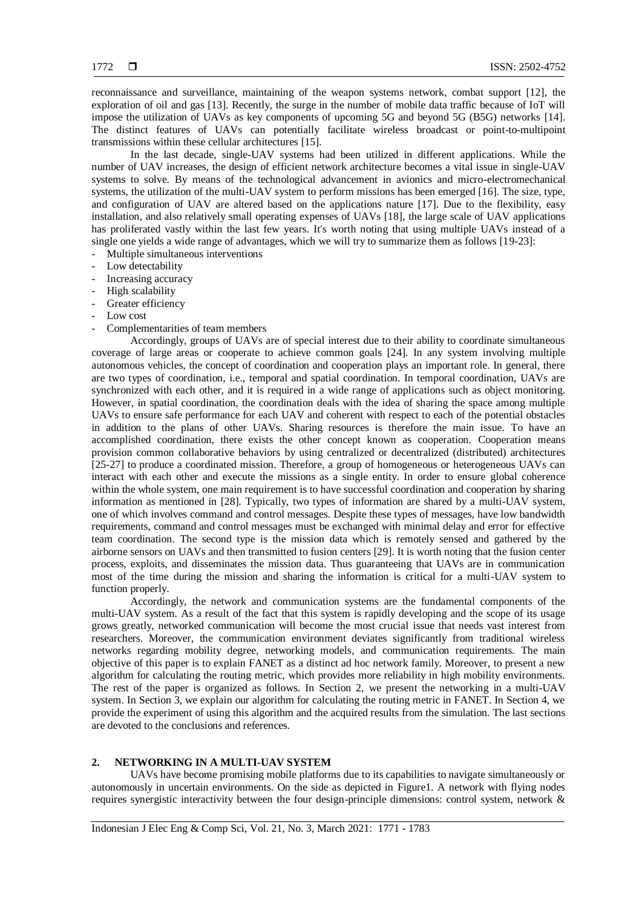reconnaissance and surveillance, maintaining of the weapon systems network, combat support [12], the exploration of oil and gas [13]. Recently, the surge in the number of mobile data traffic because of IoT will impose the utilization of UAVs as key components of upcoming 5G and beyond 5G (B5G) networks [14]. The distinct features of UAVs can potentially facilitate wireless broadcast or point-to-multipoint transmissions within these cellular architectures [15].

In the last decade, single-UAV systems had been utilized in different applications. While the number of UAV increases, the design of efficient network architecture becomes a vital issue in single-UAV systems to solve. By means of the technological advancement in avionics and micro-electromechanical systems, the utilization of the multi-UAV system to perform missions has been emerged [16]. The size, type, and configuration of UAV are altered based on the applications nature [17]. Due to the flexibility, easy installation, and also relatively small operating expenses of UAVs [18], the large scale of UAV applications has proliferated vastly within the last few years. It's worth noting that using multiple UAVs instead of a single one yields a wide range of advantages, which we will try to summarize them as follows [19-23]:

- Multiple simultaneous interventions
- Low detectability
- Increasing accuracy
- High scalability
- Greater efficiency
- Low cost
- Complementarities of team members

Accordingly, groups of UAVs are of special interest due to their ability to coordinate simultaneous coverage of large areas or cooperate to achieve common goals [24]. In any system involving multiple autonomous vehicles, the concept of coordination and cooperation plays an important role. In general, there are two types of coordination, i.e., temporal and spatial coordination. In temporal coordination, UAVs are synchronized with each other, and it is required in a wide range of applications such as object monitoring. However, in spatial coordination, the coordination deals with the idea of sharing the space among multiple UAVs to ensure safe performance for each UAV and coherent with respect to each of the potential obstacles in addition to the plans of other UAVs. Sharing resources is therefore the main issue. To have an accomplished coordination, there exists the other concept known as cooperation. Cooperation means provision common collaborative behaviors by using centralized or decentralized (distributed) architectures [25-27] to produce a coordinated mission. Therefore, a group of homogeneous or heterogeneous UAVs can interact with each other and execute the missions as a single entity. In order to ensure global coherence within the whole system, one main requirement is to have successful coordination and cooperation by sharing information as mentioned in [28]. Typically, two types of information are shared by a multi-UAV system, one of which involves command and control messages. Despite these types of messages, have low bandwidth requirements, command and control messages must be exchanged with minimal delay and error for effective team coordination. The second type is the mission data which is remotely sensed and gathered by the airborne sensors on UAVs and then transmitted to fusion centers [29]. It is worth noting that the fusion center process, exploits, and disseminates the mission data. Thus guaranteeing that UAVs are in communication most of the time during the mission and sharing the information is critical for a multi-UAV system to function properly.

Accordingly, the network and communication systems are the fundamental components of the multi-UAV system. As a result of the fact that this system is rapidly developing and the scope of its usage grows greatly, networked communication will become the most crucial issue that needs vast interest from researchers. Moreover, the communication environment deviates significantly from traditional wireless networks regarding mobility degree, networking models, and communication requirements. The main objective of this paper is to explain FANET as a distinct ad hoc network family. Moreover, to present a new algorithm for calculating the routing metric, which provides more reliability in high mobility environments. The rest of the paper is organized as follows. In Section 2, we present the networking in a multi-UAV system. In Section 3, we explain our algorithm for calculating the routing metric in FANET. In Section 4, we provide the experiment of using this algorithm and the acquired results from the simulation. The last sections are devoted to the conclusions and references.

## 2. NETWORKING IN A MULTI-UAV SYSTEM

UAVs have become promising mobile platforms due to its capabilities to navigate simultaneously or autonomously in uncertain environments. On the side as depicted in Figure1. A network with flying nodes requires synergistic interactivity between the four design-principle dimensions: control system, network &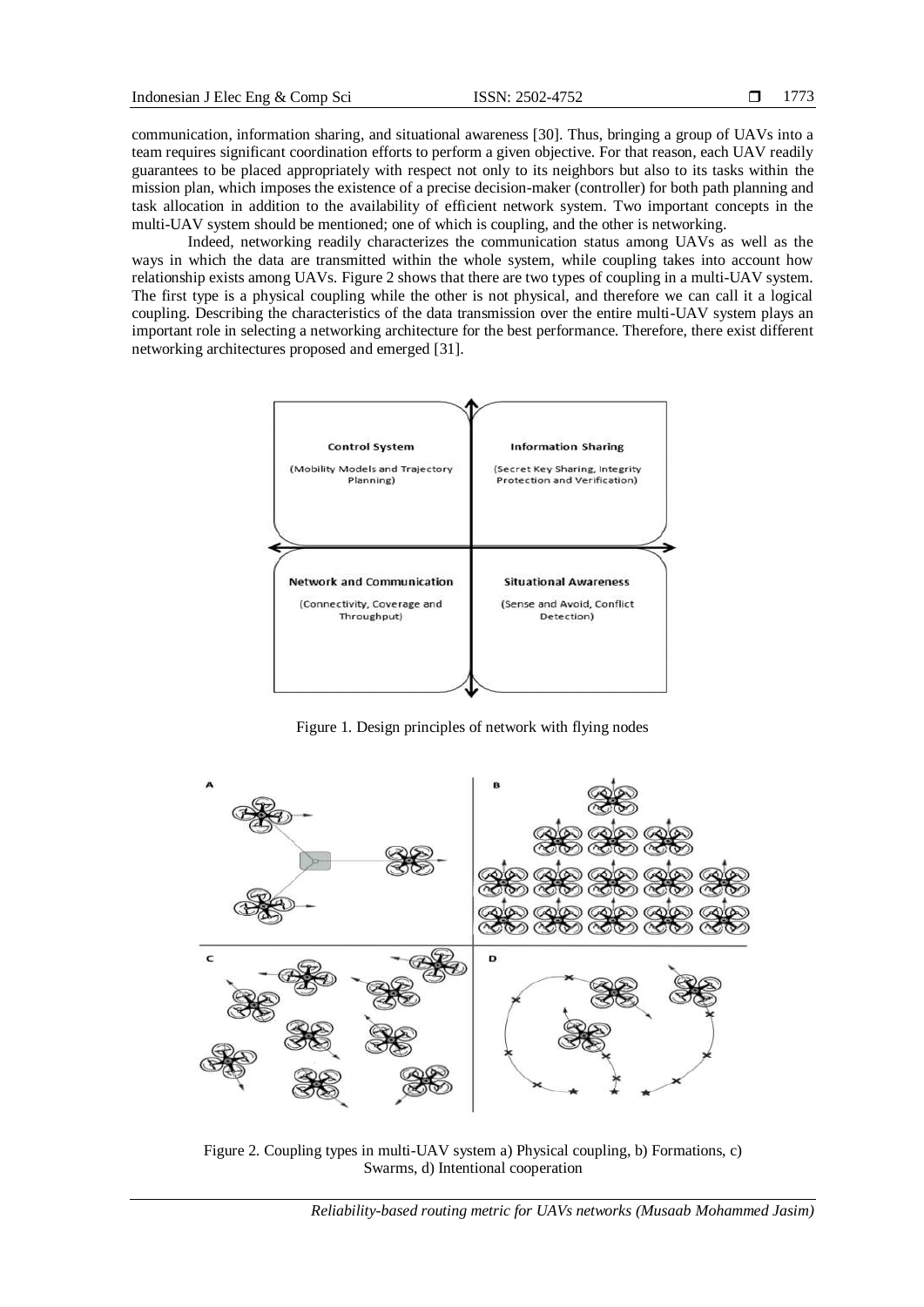communication, information sharing, and situational awareness [30]. Thus, bringing a group of UAVs into a team requires significant coordination efforts to perform a given objective. For that reason, each UAV readily guarantees to be placed appropriately with respect not only to its neighbors but also to its tasks within the mission plan, which imposes the existence of a precise decision-maker (controller) for both path planning and task allocation in addition to the availability of efficient network system. Two important concepts in the multi-UAV system should be mentioned; one of which is coupling, and the other is networking.

Indeed, networking readily characterizes the communication status among UAVs as well as the ways in which the data are transmitted within the whole system, while coupling takes into account how relationship exists among UAVs. Figure 2 shows that there are two types of coupling in a multi-UAV system. The first type is a physical coupling while the other is not physical, and therefore we can call it a logical coupling. Describing the characteristics of the data transmission over the entire multi-UAV system plays an important role in selecting a networking architecture for the best performance. Therefore, there exist different networking architectures proposed and emerged [31].

| Control System (Mobility Models and Trajectory Planning) | Information Sharing (Secret Key Sharing, Integrity Protection and Verification) |
| --- | --- |
| Network and Communication (Connectivity, Coverage and Throughput) | Situational Awareness (Sense and Avoid, Conflict Detection) |

Figure 1. Design principles of network with flying nodes

Figure 2. Coupling types in multi-UAV system a) Physical coupling, b) Formations, c) Swarms, d) Intentional cooperation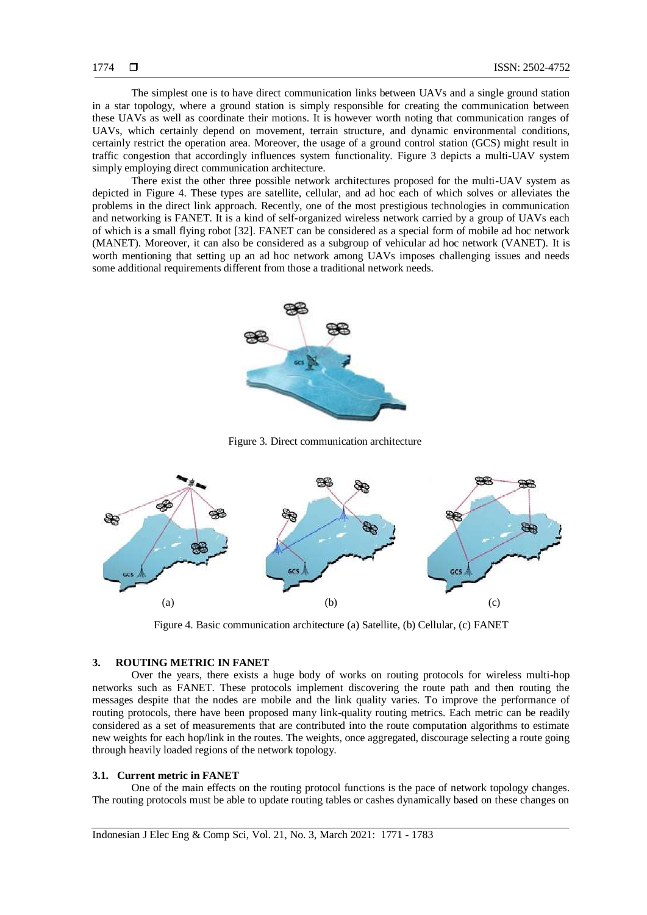The simplest one is to have direct communication links between UAVs and a single ground station in a star topology, where a ground station is simply responsible for creating the communication between these UAVs as well as coordinate their motions. It is however worth noting that communication ranges of UAVs, which certainly depend on movement, terrain structure, and dynamic environmental conditions, certainly restrict the operation area. Moreover, the usage of a ground control station (GCS) might result in traffic congestion that accordingly influences system functionality. Figure 3 depicts a multi-UAV system simply employing direct communication architecture.

There exist the other three possible network architectures proposed for the multi-UAV system as depicted in Figure 4. These types are satellite, cellular, and ad hoc each of which solves or alleviates the problems in the direct link approach. Recently, one of the most prestigious technologies in communication and networking is FANET. It is a kind of self-organized wireless network carried by a group of UAVs each of which is a small flying robot [32]. FANET can be considered as a special form of mobile ad hoc network (MANET). Moreover, it can also be considered as a subgroup of vehicular ad hoc network (VANET). It is worth mentioning that setting up an ad hoc network among UAVs imposes challenging issues and needs some additional requirements different from those a traditional network needs.

Figure 3. Direct communication architecture

Figure 4. Basic communication architecture (a) Satellite, (b) Cellular, (c) FANET

## 3. ROUTING METRIC IN FANET

Over the years, there exists a huge body of works on routing protocols for wireless multi-hop networks such as FANET. These protocols implement discovering the route path and then routing the messages despite that the nodes are mobile and the link quality varies. To improve the performance of routing protocols, there have been proposed many link-quality routing metrics. Each metric can be readily considered as a set of measurements that are contributed into the route computation algorithms to estimate new weights for each hop/link in the routes. The weights, once aggregated, discourage selecting a route going through heavily loaded regions of the network topology.

### 3.1. Current metric in FANET

One of the main effects on the routing protocol functions is the pace of network topology changes. The routing protocols must be able to update routing tables or cashes dynamically based on these changes on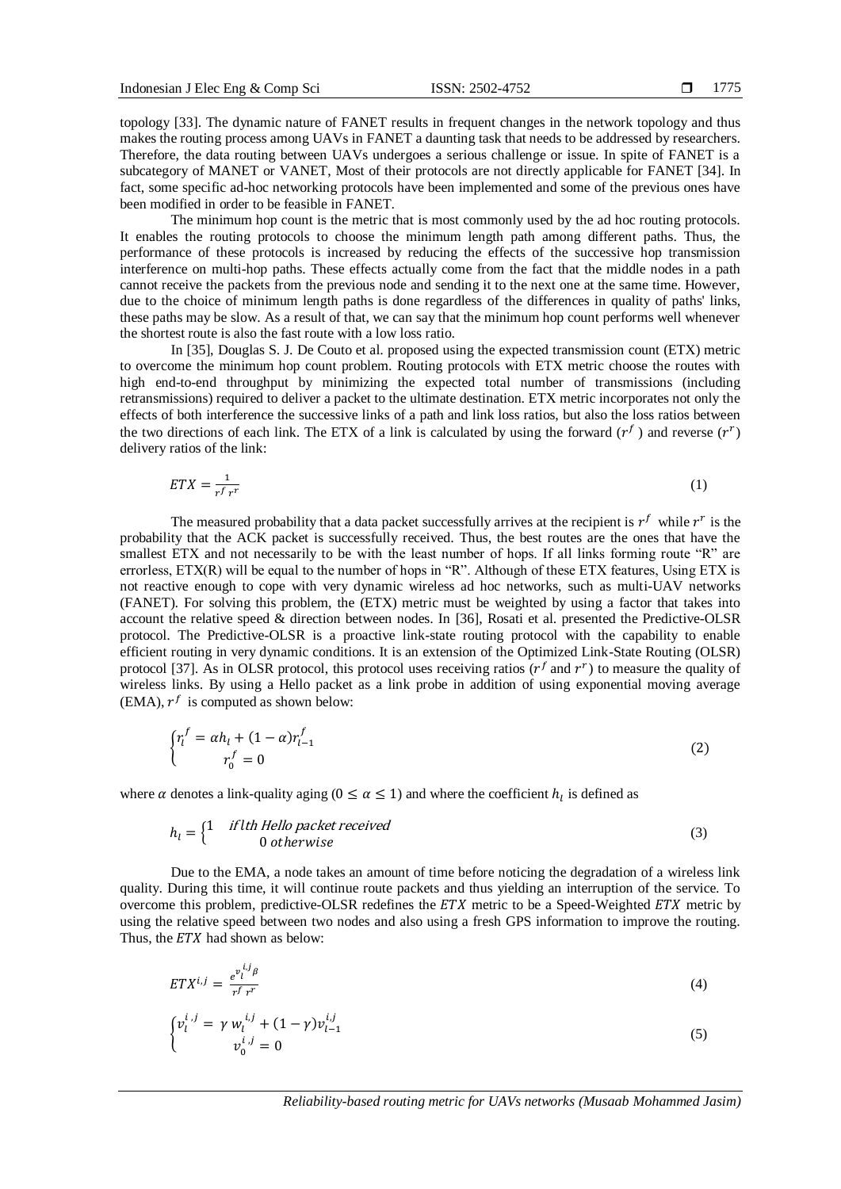topology [33]. The dynamic nature of FANET results in frequent changes in the network topology and thus makes the routing process among UAVs in FANET a daunting task that needs to be addressed by researchers. Therefore, the data routing between UAVs undergoes a serious challenge or issue. In spite of FANET is a subcategory of MANET or VANET, Most of their protocols are not directly applicable for FANET [34]. In fact, some specific ad-hoc networking protocols have been implemented and some of the previous ones have been modified in order to be feasible in FANET.

The minimum hop count is the metric that is most commonly used by the ad hoc routing protocols. It enables the routing protocols to choose the minimum length path among different paths. Thus, the performance of these protocols is increased by reducing the effects of the successive hop transmission interference on multi-hop paths. These effects actually come from the fact that the middle nodes in a path cannot receive the packets from the previous node and sending it to the next one at the same time. However, due to the choice of minimum length paths is done regardless of the differences in quality of paths' links, these paths may be slow. As a result of that, we can say that the minimum hop count performs well whenever the shortest route is also the fast route with a low loss ratio.

In [35], Douglas S. J. De Couto et al. proposed using the expected transmission count (ETX) metric to overcome the minimum hop count problem. Routing protocols with ETX metric choose the routes with high end-to-end throughput by minimizing the expected total number of transmissions (including retransmissions) required to deliver a packet to the ultimate destination. ETX metric incorporates not only the effects of both interference the successive links of a path and link loss ratios, but also the loss ratios between the two directions of each link. The ETX of a link is calculated by using the forward ($r^f$) and reverse ($r^r$) delivery ratios of the link:

$$ETX = \frac{1}{r^f \, r^r} \tag{1}$$

The measured probability that a data packet successfully arrives at the recipient is $r^f$ while $r^r$ is the probability that the ACK packet is successfully received. Thus, the best routes are the ones that have the smallest ETX and not necessarily to be with the least number of hops. If all links forming route "R" are errorless, ETX(R) will be equal to the number of hops in "R". Although of these ETX features, Using ETX is not reactive enough to cope with very dynamic wireless ad hoc networks, such as multi-UAV networks (FANET). For solving this problem, the (ETX) metric must be weighted by using a factor that takes into account the relative speed & direction between nodes. In [36], Rosati et al. presented the Predictive-OLSR protocol. The Predictive-OLSR is a proactive link-state routing protocol with the capability to enable efficient routing in very dynamic conditions. It is an extension of the Optimized Link-State Routing (OLSR) protocol [37]. As in OLSR protocol, this protocol uses receiving ratios ($r^f$ and $r^r$) to measure the quality of wireless links. By using a Hello packet as a link probe in addition of using exponential moving average (EMA), $r^f$ is computed as shown below:

$$\begin{cases} r_l^f = \alpha h_l + (1-\alpha) r_{l-1}^f \\ r_0^f = 0 \end{cases} \tag{2}$$

where $\alpha$ denotes a link-quality aging ($0 \leq \alpha \leq 1$) and where the coefficient $h_l$ is defined as

$$h_l = \begin{cases} 1 & \text{if } l\text{th Hello packet received} \\ 0 & \text{otherwise} \end{cases} \tag{3}$$

Due to the EMA, a node takes an amount of time before noticing the degradation of a wireless link quality. During this time, it will continue route packets and thus yielding an interruption of the service. To overcome this problem, predictive-OLSR redefines the $ETX$ metric to be a Speed-Weighted $ETX$ metric by using the relative speed between two nodes and also using a fresh GPS information to improve the routing. Thus, the $ETX$ had shown as below:

$$ETX^{i,j} = \frac{e^{v_l^{i,j} \beta}}{r^f \, r^r} \tag{4}$$

$$\begin{cases} v_l^{i,j} = \gamma \, w_l^{i,j} + (1-\gamma) v_{l-1}^{i,j} \\ v_0^{i,j} = 0 \end{cases} \tag{5}$$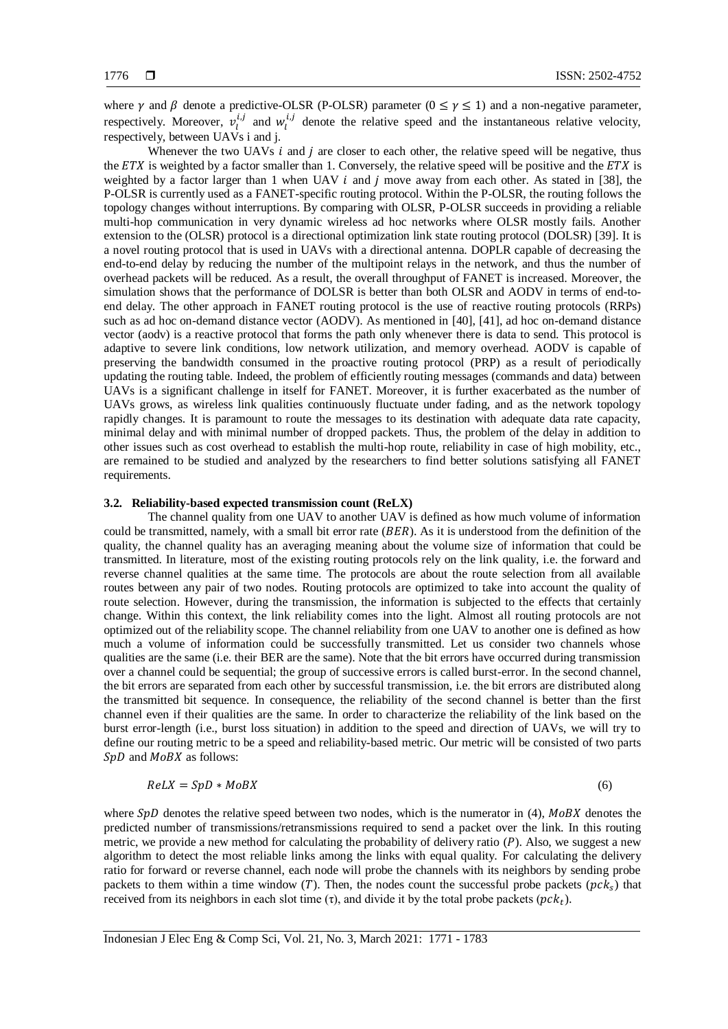where $\gamma$ and $\beta$ denote a predictive-OLSR (P-OLSR) parameter ($0 \leq \gamma \leq 1$) and a non-negative parameter, respectively. Moreover, $v_l^{i,j}$ and $w_l^{i,j}$ denote the relative speed and the instantaneous relative velocity, respectively, between UAVs i and j.

Whenever the two UAVs $i$ and $j$ are closer to each other, the relative speed will be negative, thus the $ETX$ is weighted by a factor smaller than 1. Conversely, the relative speed will be positive and the $ETX$ is weighted by a factor larger than 1 when UAV $i$ and $j$ move away from each other. As stated in [38], the P-OLSR is currently used as a FANET-specific routing protocol. Within the P-OLSR, the routing follows the topology changes without interruptions. By comparing with OLSR, P-OLSR succeeds in providing a reliable multi-hop communication in very dynamic wireless ad hoc networks where OLSR mostly fails. Another extension to the (OLSR) protocol is a directional optimization link state routing protocol (DOLSR) [39]. It is a novel routing protocol that is used in UAVs with a directional antenna. DOPLR capable of decreasing the end-to-end delay by reducing the number of the multipoint relays in the network, and thus the number of overhead packets will be reduced. As a result, the overall throughput of FANET is increased. Moreover, the simulation shows that the performance of DOLSR is better than both OLSR and AODV in terms of end-to-end delay. The other approach in FANET routing protocol is the use of reactive routing protocols (RRPs) such as ad hoc on-demand distance vector (AODV). As mentioned in [40], [41], ad hoc on-demand distance vector (aodv) is a reactive protocol that forms the path only whenever there is data to send. This protocol is adaptive to severe link conditions, low network utilization, and memory overhead. AODV is capable of preserving the bandwidth consumed in the proactive routing protocol (PRP) as a result of periodically updating the routing table. Indeed, the problem of efficiently routing messages (commands and data) between UAVs is a significant challenge in itself for FANET. Moreover, it is further exacerbated as the number of UAVs grows, as wireless link qualities continuously fluctuate under fading, and as the network topology rapidly changes. It is paramount to route the messages to its destination with adequate data rate capacity, minimal delay and with minimal number of dropped packets. Thus, the problem of the delay in addition to other issues such as cost overhead to establish the multi-hop route, reliability in case of high mobility, etc., are remained to be studied and analyzed by the researchers to find better solutions satisfying all FANET requirements.

### 3.2. Reliability-based expected transmission count (ReLX)

The channel quality from one UAV to another UAV is defined as how much volume of information could be transmitted, namely, with a small bit error rate ($BER$). As it is understood from the definition of the quality, the channel quality has an averaging meaning about the volume size of information that could be transmitted. In literature, most of the existing routing protocols rely on the link quality, i.e. the forward and reverse channel qualities at the same time. The protocols are about the route selection from all available routes between any pair of two nodes. Routing protocols are optimized to take into account the quality of route selection. However, during the transmission, the information is subjected to the effects that certainly change. Within this context, the link reliability comes into the light. Almost all routing protocols are not optimized out of the reliability scope. The channel reliability from one UAV to another one is defined as how much a volume of information could be successfully transmitted. Let us consider two channels whose qualities are the same (i.e. their BER are the same). Note that the bit errors have occurred during transmission over a channel could be sequential; the group of successive errors is called burst-error. In the second channel, the bit errors are separated from each other by successful transmission, i.e. the bit errors are distributed along the transmitted bit sequence. In consequence, the reliability of the second channel is better than the first channel even if their qualities are the same. In order to characterize the reliability of the link based on the burst error-length (i.e., burst loss situation) in addition to the speed and direction of UAVs, we will try to define our routing metric to be a speed and reliability-based metric. Our metric will be consisted of two parts $SpD$ and $MoBX$ as follows:

$$ReLX = SpD * MoBX \tag{6}$$

where $SpD$ denotes the relative speed between two nodes, which is the numerator in (4), $MoBX$ denotes the predicted number of transmissions/retransmissions required to send a packet over the link. In this routing metric, we provide a new method for calculating the probability of delivery ratio ($P$). Also, we suggest a new algorithm to detect the most reliable links among the links with equal quality. For calculating the delivery ratio for forward or reverse channel, each node will probe the channels with its neighbors by sending probe packets to them within a time window ($T$). Then, the nodes count the successful probe packets ($pck_s$) that received from its neighbors in each slot time ($\tau$), and divide it by the total probe packets ($pck_t$).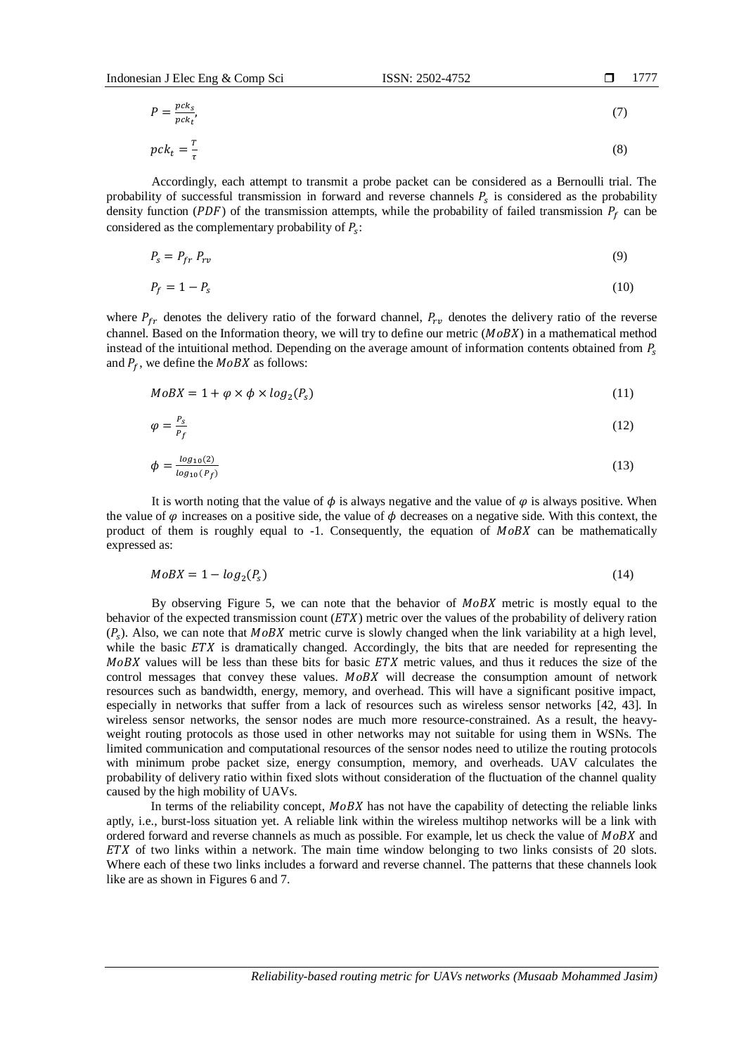$$P = \frac{pck_s}{pck_t}, \tag{7}$$

$$pck_t = \frac{T}{\tau} \tag{8}$$

Accordingly, each attempt to transmit a probe packet can be considered as a Bernoulli trial. The probability of successful transmission in forward and reverse channels $P_s$ is considered as the probability density function ($PDF$) of the transmission attempts, while the probability of failed transmission $P_f$ can be considered as the complementary probability of $P_s$:

$$P_s = P_{fr}\ P_{rv} \tag{9}$$

$$P_f = 1 - P_s \tag{10}$$

where $P_{fr}$ denotes the delivery ratio of the forward channel, $P_{rv}$ denotes the delivery ratio of the reverse channel. Based on the Information theory, we will try to define our metric ($MoBX$) in a mathematical method instead of the intuitional method. Depending on the average amount of information contents obtained from $P_s$ and $P_f$, we define the $MoBX$ as follows:

$$MoBX = 1 + \varphi \times \phi \times log_2(P_s) \tag{11}$$

$$\varphi = \frac{P_s}{P_f} \tag{12}$$

$$\phi = \frac{log_{10}(2)}{log_{10}(P_f)} \tag{13}$$

It is worth noting that the value of $\phi$ is always negative and the value of $\varphi$ is always positive. When the value of $\varphi$ increases on a positive side, the value of $\phi$ decreases on a negative side. With this context, the product of them is roughly equal to -1. Consequently, the equation of $MoBX$ can be mathematically expressed as:

$$MoBX = 1 - log_2(P_s) \tag{14}$$

By observing Figure 5, we can note that the behavior of $MoBX$ metric is mostly equal to the behavior of the expected transmission count ($ETX$) metric over the values of the probability of delivery ration ($P_s$). Also, we can note that $MoBX$ metric curve is slowly changed when the link variability at a high level, while the basic $ETX$ is dramatically changed. Accordingly, the bits that are needed for representing the $MoBX$ values will be less than these bits for basic $ETX$ metric values, and thus it reduces the size of the control messages that convey these values. $MoBX$ will decrease the consumption amount of network resources such as bandwidth, energy, memory, and overhead. This will have a significant positive impact, especially in networks that suffer from a lack of resources such as wireless sensor networks [42, 43]. In wireless sensor networks, the sensor nodes are much more resource-constrained. As a result, the heavy-weight routing protocols as those used in other networks may not suitable for using them in WSNs. The limited communication and computational resources of the sensor nodes need to utilize the routing protocols with minimum probe packet size, energy consumption, memory, and overheads. UAV calculates the probability of delivery ratio within fixed slots without consideration of the fluctuation of the channel quality caused by the high mobility of UAVs.

In terms of the reliability concept, $MoBX$ has not have the capability of detecting the reliable links aptly, i.e., burst-loss situation yet. A reliable link within the wireless multihop networks will be a link with ordered forward and reverse channels as much as possible. For example, let us check the value of $MoBX$ and $ETX$ of two links within a network. The main time window belonging to two links consists of 20 slots. Where each of these two links includes a forward and reverse channel. The patterns that these channels look like are as shown in Figures 6 and 7.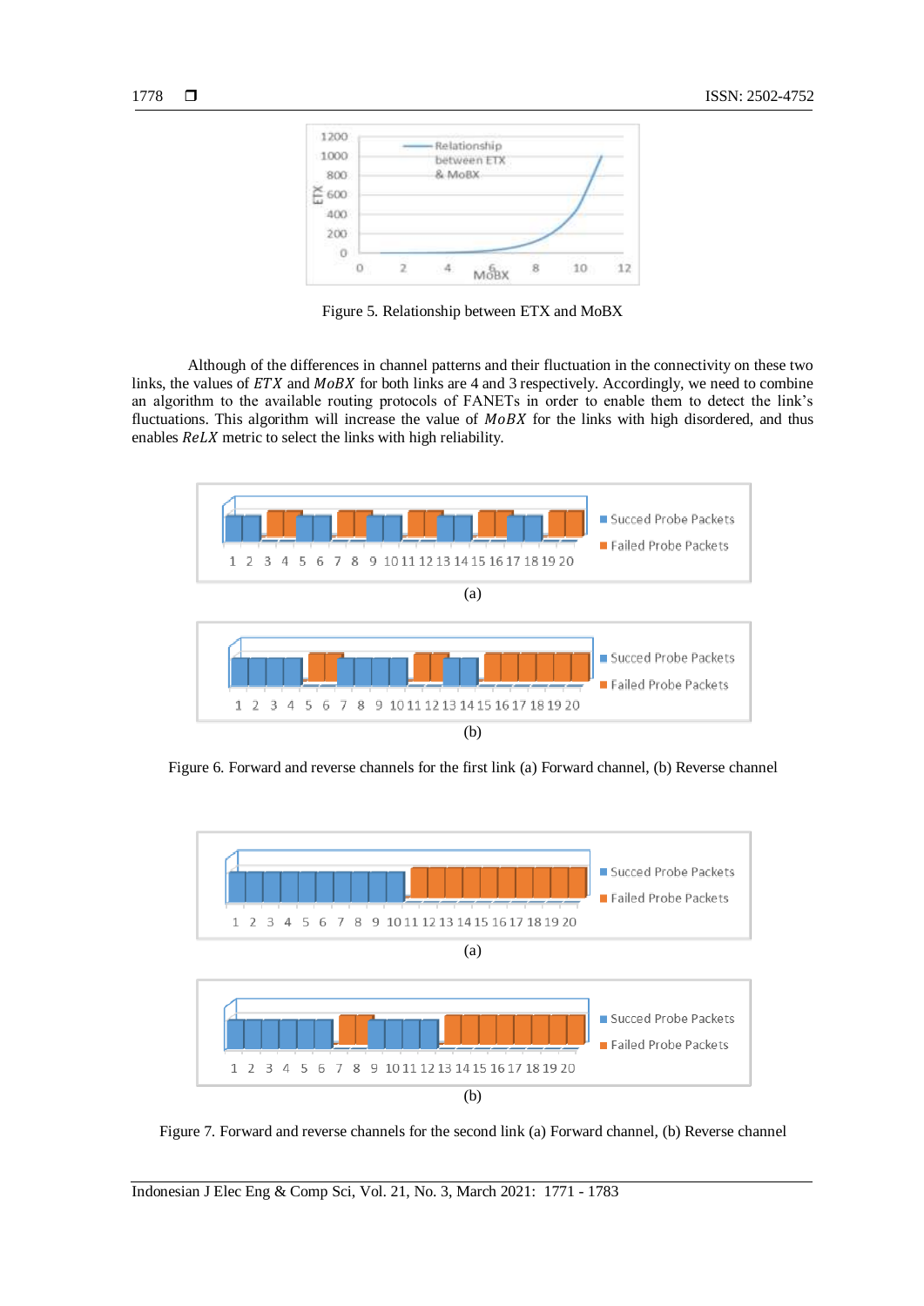Figure 5. Relationship between ETX and MoBX

Although of the differences in channel patterns and their fluctuation in the connectivity on these two links, the values of $ETX$ and $MoBX$ for both links are 4 and 3 respectively. Accordingly, we need to combine an algorithm to the available routing protocols of FANETs in order to enable them to detect the link's fluctuations. This algorithm will increase the value of $MoBX$ for the links with high disordered, and thus enables $ReLX$ metric to select the links with high reliability.

(a)

(b)

Figure 6. Forward and reverse channels for the first link (a) Forward channel, (b) Reverse channel

(a)

(b)

Figure 7. Forward and reverse channels for the second link (a) Forward channel, (b) Reverse channel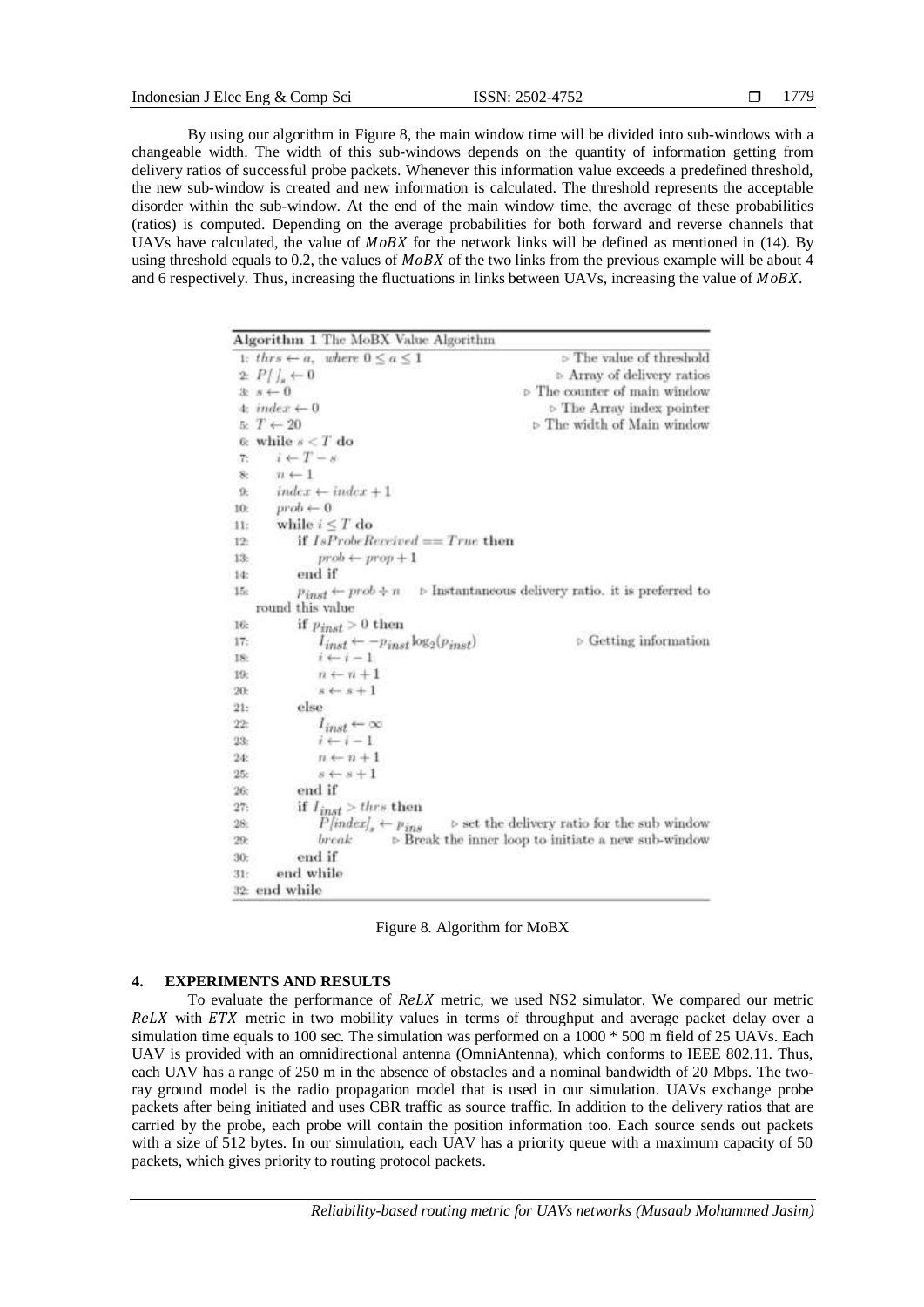By using our algorithm in Figure 8, the main window time will be divided into sub-windows with a changeable width. The width of this sub-windows depends on the quantity of information getting from delivery ratios of successful probe packets. Whenever this information value exceeds a predefined threshold, the new sub-window is created and new information is calculated. The threshold represents the acceptable disorder within the sub-window. At the end of the main window time, the average of these probabilities (ratios) is computed. Depending on the average probabilities for both forward and reverse channels that UAVs have calculated, the value of $MoBX$ for the network links will be defined as mentioned in (14). By using threshold equals to 0.2, the values of $MoBX$ of the two links from the previous example will be about 4 and 6 respectively. Thus, increasing the fluctuations in links between UAVs, increasing the value of $MoBX$.

**Algorithm 1** The MoBX Value Algorithm

```
1: thrs ← a, where 0 ≤ a ≤ 1                          ▷ The value of threshold
2: P[ ]_s ← 0                                          ▷ Array of delivery ratios
3: s ← 0                                               ▷ The counter of main window
4: index ← 0                                           ▷ The Array index pointer
5: T ← 20                                              ▷ The width of Main window
6: while s < T do
7:     i ← T − s
8:     n ← 1
9:     index ← index + 1
10:    prob ← 0
11:    while i ≤ T do
12:        if IsProbeReceived == True then
13:            prob ← prop + 1
14:        end if
15:        p_inst ← prob ÷ n    ▷ Instantaneous delivery ratio. it is preferred to
           round this value
16:        if p_inst > 0 then
17:            I_inst ← −p_inst log2(p_inst)            ▷ Getting information
18:            i ← i − 1
19:            n ← n + 1
20:            s ← s + 1
21:        else
22:            I_inst ← ∞
23:            i ← i − 1
24:            n ← n + 1
25:            s ← s + 1
26:        end if
27:        if I_inst > thrs then
28:            P[index]_s ← p_ins    ▷ set the delivery ratio for the sub window
29:            break                 ▷ Break the inner loop to initiate a new sub-window
30:        end if
31:    end while
32: end while
```

Figure 8. Algorithm for MoBX

## 4. EXPERIMENTS AND RESULTS

To evaluate the performance of $ReLX$ metric, we used NS2 simulator. We compared our metric $ReLX$ with $ETX$ metric in two mobility values in terms of throughput and average packet delay over a simulation time equals to 100 sec. The simulation was performed on a 1000 * 500 m field of 25 UAVs. Each UAV is provided with an omnidirectional antenna (OmniAntenna), which conforms to IEEE 802.11. Thus, each UAV has a range of 250 m in the absence of obstacles and a nominal bandwidth of 20 Mbps. The two-ray ground model is the radio propagation model that is used in our simulation. UAVs exchange probe packets after being initiated and uses CBR traffic as source traffic. In addition to the delivery ratios that are carried by the probe, each probe will contain the position information too. Each source sends out packets with a size of 512 bytes. In our simulation, each UAV has a priority queue with a maximum capacity of 50 packets, which gives priority to routing protocol packets.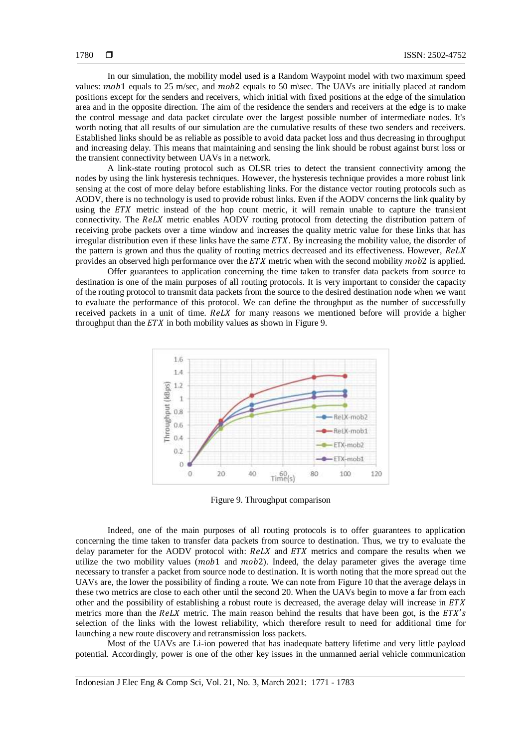In our simulation, the mobility model used is a Random Waypoint model with two maximum speed values: $mob1$ equals to 25 m/sec, and $mob2$ equals to 50 m\sec. The UAVs are initially placed at random positions except for the senders and receivers, which initial with fixed positions at the edge of the simulation area and in the opposite direction. The aim of the residence the senders and receivers at the edge is to make the control message and data packet circulate over the largest possible number of intermediate nodes. It's worth noting that all results of our simulation are the cumulative results of these two senders and receivers. Established links should be as reliable as possible to avoid data packet loss and thus decreasing in throughput and increasing delay. This means that maintaining and sensing the link should be robust against burst loss or the transient connectivity between UAVs in a network.

A link-state routing protocol such as OLSR tries to detect the transient connectivity among the nodes by using the link hysteresis techniques. However, the hysteresis technique provides a more robust link sensing at the cost of more delay before establishing links. For the distance vector routing protocols such as AODV, there is no technology is used to provide robust links. Even if the AODV concerns the link quality by using the $ETX$ metric instead of the hop count metric, it will remain unable to capture the transient connectivity. The $ReLX$ metric enables AODV routing protocol from detecting the distribution pattern of receiving probe packets over a time window and increases the quality metric value for these links that has irregular distribution even if these links have the same $ETX$. By increasing the mobility value, the disorder of the pattern is grown and thus the quality of routing metrics decreased and its effectiveness. However, $ReLX$ provides an observed high performance over the $ETX$ metric when with the second mobility $mob2$ is applied.

Offer guarantees to application concerning the time taken to transfer data packets from source to destination is one of the main purposes of all routing protocols. It is very important to consider the capacity of the routing protocol to transmit data packets from the source to the desired destination node when we want to evaluate the performance of this protocol. We can define the throughput as the number of successfully received packets in a unit of time. $ReLX$ for many reasons we mentioned before will provide a higher throughput than the $ETX$ in both mobility values as shown in Figure 9.

Figure 9. Throughput comparison

Indeed, one of the main purposes of all routing protocols is to offer guarantees to application concerning the time taken to transfer data packets from source to destination. Thus, we try to evaluate the delay parameter for the AODV protocol with: $ReLX$ and $ETX$ metrics and compare the results when we utilize the two mobility values ($mob1$ and $mob2$). Indeed, the delay parameter gives the average time necessary to transfer a packet from source node to destination. It is worth noting that the more spread out the UAVs are, the lower the possibility of finding a route. We can note from Figure 10 that the average delays in these two metrics are close to each other until the second 20. When the UAVs begin to move a far from each other and the possibility of establishing a robust route is decreased, the average delay will increase in $ETX$ metrics more than the $ReLX$ metric. The main reason behind the results that have been got, is the $ETX's$ selection of the links with the lowest reliability, which therefore result to need for additional time for launching a new route discovery and retransmission loss packets.

Most of the UAVs are Li-ion powered that has inadequate battery lifetime and very little payload potential. Accordingly, power is one of the other key issues in the unmanned aerial vehicle communication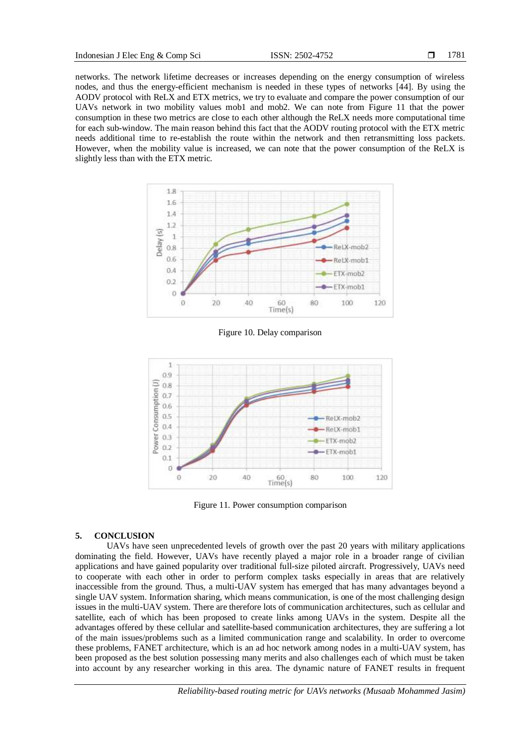networks. The network lifetime decreases or increases depending on the energy consumption of wireless nodes, and thus the energy-efficient mechanism is needed in these types of networks [44]. By using the AODV protocol with ReLX and ETX metrics, we try to evaluate and compare the power consumption of our UAVs network in two mobility values mob1 and mob2. We can note from Figure 11 that the power consumption in these two metrics are close to each other although the ReLX needs more computational time for each sub-window. The main reason behind this fact that the AODV routing protocol with the ETX metric needs additional time to re-establish the route within the network and then retransmitting loss packets. However, when the mobility value is increased, we can note that the power consumption of the ReLX is slightly less than with the ETX metric.

Figure 10. Delay comparison

Figure 11. Power consumption comparison

## 5. CONCLUSION

UAVs have seen unprecedented levels of growth over the past 20 years with military applications dominating the field. However, UAVs have recently played a major role in a broader range of civilian applications and have gained popularity over traditional full-size piloted aircraft. Progressively, UAVs need to cooperate with each other in order to perform complex tasks especially in areas that are relatively inaccessible from the ground. Thus, a multi-UAV system has emerged that has many advantages beyond a single UAV system. Information sharing, which means communication, is one of the most challenging design issues in the multi-UAV system. There are therefore lots of communication architectures, such as cellular and satellite, each of which has been proposed to create links among UAVs in the system. Despite all the advantages offered by these cellular and satellite-based communication architectures, they are suffering a lot of the main issues/problems such as a limited communication range and scalability. In order to overcome these problems, FANET architecture, which is an ad hoc network among nodes in a multi-UAV system, has been proposed as the best solution possessing many merits and also challenges each of which must be taken into account by any researcher working in this area. The dynamic nature of FANET results in frequent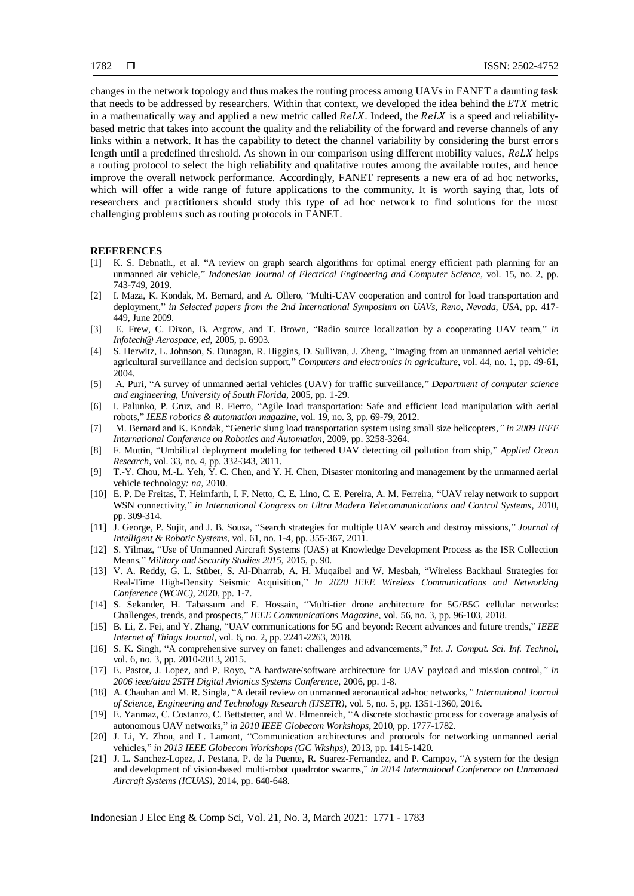changes in the network topology and thus makes the routing process among UAVs in FANET a daunting task that needs to be addressed by researchers. Within that context, we developed the idea behind the $ETX$ metric in a mathematically way and applied a new metric called $ReLX$. Indeed, the $ReLX$ is a speed and reliability-based metric that takes into account the quality and the reliability of the forward and reverse channels of any links within a network. It has the capability to detect the channel variability by considering the burst errors length until a predefined threshold. As shown in our comparison using different mobility values, $ReLX$ helps a routing protocol to select the high reliability and qualitative routes among the available routes, and hence improve the overall network performance. Accordingly, FANET represents a new era of ad hoc networks, which will offer a wide range of future applications to the community. It is worth saying that, lots of researchers and practitioners should study this type of ad hoc network to find solutions for the most challenging problems such as routing protocols in FANET.

## REFERENCES

[1] K. S. Debnath., et al. "A review on graph search algorithms for optimal energy efficient path planning for an unmanned air vehicle," *Indonesian Journal of Electrical Engineering and Computer Science*, vol. 15, no. 2, pp. 743-749, 2019.

[2] I. Maza, K. Kondak, M. Bernard, and A. Ollero, "Multi-UAV cooperation and control for load transportation and deployment," *in Selected papers from the 2nd International Symposium on UAVs, Reno, Nevada, USA*, pp. 417-449, June 2009.

[3] E. Frew, C. Dixon, B. Argrow, and T. Brown, "Radio source localization by a cooperating UAV team," *in Infotech@ Aerospace, ed*, 2005, p. 6903.

[4] S. Herwitz, L. Johnson, S. Dunagan, R. Higgins, D. Sullivan, J. Zheng, "Imaging from an unmanned aerial vehicle: agricultural surveillance and decision support," *Computers and electronics in agriculture*, vol. 44, no. 1, pp. 49-61, 2004.

[5] A. Puri, "A survey of unmanned aerial vehicles (UAV) for traffic surveillance," *Department of computer science and engineering, University of South Florida*, 2005, pp. 1-29.

[6] I. Palunko, P. Cruz, and R. Fierro, "Agile load transportation: Safe and efficient load manipulation with aerial robots," *IEEE robotics & automation magazine*, vol. 19, no. 3, pp. 69-79, 2012.

[7] M. Bernard and K. Kondak, "Generic slung load transportation system using small size helicopters*," in 2009 IEEE International Conference on Robotics and Automation*, 2009, pp. 3258-3264.

[8] F. Muttin, "Umbilical deployment modeling for tethered UAV detecting oil pollution from ship," *Applied Ocean Research*, vol. 33, no. 4, pp. 332-343, 2011.

[9] T.-Y. Chou, M.-L. Yeh, Y. C. Chen, and Y. H. Chen, Disaster monitoring and management by the unmanned aerial vehicle technology*: na*, 2010.

[10] E. P. De Freitas, T. Heimfarth, I. F. Netto, C. E. Lino, C. E. Pereira, A. M. Ferreira, "UAV relay network to support WSN connectivity," *in International Congress on Ultra Modern Telecommunications and Control Systems*, 2010, pp. 309-314.

[11] J. George, P. Sujit, and J. B. Sousa, "Search strategies for multiple UAV search and destroy missions," *Journal of Intelligent & Robotic Systems*, vol. 61, no. 1-4, pp. 355-367, 2011.

[12] S. Yilmaz, "Use of Unmanned Aircraft Systems (UAS) at Knowledge Development Process as the ISR Collection Means," *Military and Security Studies 2015*, 2015, p. 90.

[13] V. A. Reddy, G. L. Stüber, S. Al-Dharrab, A. H. Muqaibel and W. Mesbah, "Wireless Backhaul Strategies for Real-Time High-Density Seismic Acquisition," *In 2020 IEEE Wireless Communications and Networking Conference (WCNC)*, 2020, pp. 1-7.

[14] S. Sekander, H. Tabassum and E. Hossain, "Multi-tier drone architecture for 5G/B5G cellular networks: Challenges, trends, and prospects," *IEEE Communications Magazine*, vol. 56, no. 3, pp. 96-103, 2018.

[15] B. Li, Z. Fei, and Y. Zhang, "UAV communications for 5G and beyond: Recent advances and future trends," *IEEE Internet of Things Journal*, vol. 6, no. 2, pp. 2241-2263, 2018.

[16] S. K. Singh, "A comprehensive survey on fanet: challenges and advancements," *Int. J. Comput. Sci. Inf. Technol*, vol. 6, no. 3, pp. 2010-2013, 2015.

[17] E. Pastor, J. Lopez, and P. Royo, "A hardware/software architecture for UAV payload and mission control*," in 2006 ieee/aiaa 25TH Digital Avionics Systems Conference*, 2006, pp. 1-8.

[18] A. Chauhan and M. R. Singla, "A detail review on unmanned aeronautical ad-hoc networks*," International Journal of Science, Engineering and Technology Research (IJSETR)*, vol. 5, no. 5, pp. 1351-1360, 2016.

[19] E. Yanmaz, C. Costanzo, C. Bettstetter, and W. Elmenreich, "A discrete stochastic process for coverage analysis of autonomous UAV networks," *in 2010 IEEE Globecom Workshops*, 2010, pp. 1777-1782.

[20] J. Li, Y. Zhou, and L. Lamont, "Communication architectures and protocols for networking unmanned aerial vehicles," *in 2013 IEEE Globecom Workshops (GC Wkshps)*, 2013, pp. 1415-1420.

[21] J. L. Sanchez-Lopez, J. Pestana, P. de la Puente, R. Suarez-Fernandez, and P. Campoy, "A system for the design and development of vision-based multi-robot quadrotor swarms," *in 2014 International Conference on Unmanned Aircraft Systems (ICUAS)*, 2014, pp. 640-648.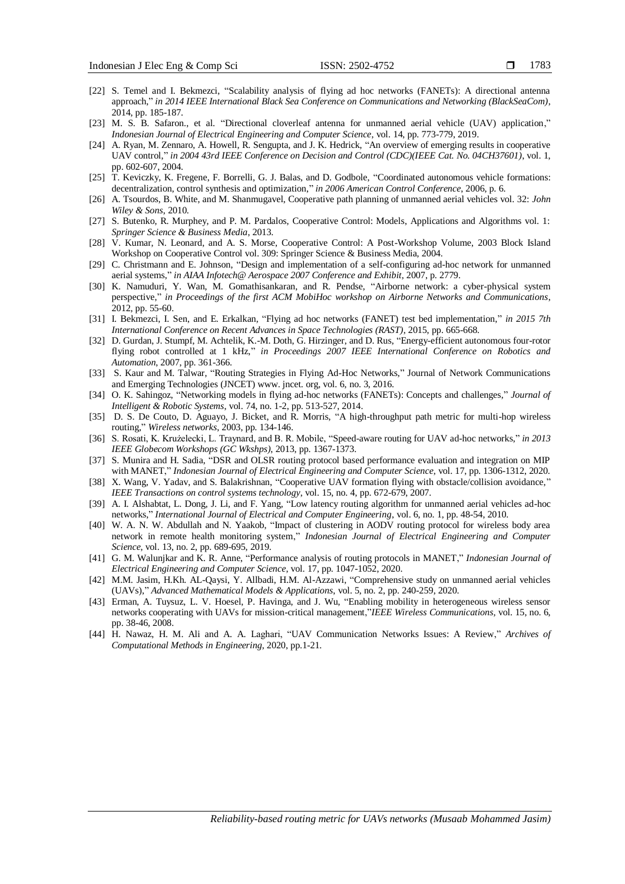[22] S. Temel and I. Bekmezci, "Scalability analysis of flying ad hoc networks (FANETs): A directional antenna approach," *in 2014 IEEE International Black Sea Conference on Communications and Networking (BlackSeaCom)*, 2014, pp. 185-187.

[23] M. S. B. Safaron., et al. "Directional cloverleaf antenna for unmanned aerial vehicle (UAV) application," *Indonesian Journal of Electrical Engineering and Computer Science*, vol. 14, pp. 773-779, 2019.

[24] A. Ryan, M. Zennaro, A. Howell, R. Sengupta, and J. K. Hedrick, "An overview of emerging results in cooperative UAV control," *in 2004 43rd IEEE Conference on Decision and Control (CDC)(IEEE Cat. No. 04CH37601)*, vol. 1, pp. 602-607, 2004.

[25] T. Keviczky, K. Fregene, F. Borrelli, G. J. Balas, and D. Godbole, "Coordinated autonomous vehicle formations: decentralization, control synthesis and optimization," *in 2006 American Control Conference*, 2006, p. 6.

[26] A. Tsourdos, B. White, and M. Shanmugavel, Cooperative path planning of unmanned aerial vehicles vol. 32: *John Wiley & Sons*, 2010.

[27] S. Butenko, R. Murphey, and P. M. Pardalos, Cooperative Control: Models, Applications and Algorithms vol. 1: *Springer Science & Business Media*, 2013.

[28] V. Kumar, N. Leonard, and A. S. Morse, Cooperative Control: A Post-Workshop Volume, 2003 Block Island Workshop on Cooperative Control vol. 309: Springer Science & Business Media, 2004.

[29] C. Christmann and E. Johnson, "Design and implementation of a self-configuring ad-hoc network for unmanned aerial systems," *in AIAA Infotech@ Aerospace 2007 Conference and Exhibit*, 2007, p. 2779.

[30] K. Namuduri, Y. Wan, M. Gomathisankaran, and R. Pendse, "Airborne network: a cyber-physical system perspective," *in Proceedings of the first ACM MobiHoc workshop on Airborne Networks and Communications*, 2012, pp. 55-60.

[31] I. Bekmezci, I. Sen, and E. Erkalkan, "Flying ad hoc networks (FANET) test bed implementation," *in 2015 7th International Conference on Recent Advances in Space Technologies (RAST)*, 2015, pp. 665-668.

[32] D. Gurdan, J. Stumpf, M. Achtelik, K.-M. Doth, G. Hirzinger, and D. Rus, "Energy-efficient autonomous four-rotor flying robot controlled at 1 kHz," *in Proceedings 2007 IEEE International Conference on Robotics and Automation*, 2007, pp. 361-366.

[33] S. Kaur and M. Talwar, "Routing Strategies in Flying Ad-Hoc Networks," Journal of Network Communications and Emerging Technologies (JNCET) www. jncet. org, vol. 6, no. 3, 2016.

[34] O. K. Sahingoz, "Networking models in flying ad-hoc networks (FANETs): Concepts and challenges," *Journal of Intelligent & Robotic Systems*, vol. 74, no. 1-2, pp. 513-527, 2014.

[35] D. S. De Couto, D. Aguayo, J. Bicket, and R. Morris, "A high-throughput path metric for multi-hop wireless routing," *Wireless networks*, 2003, pp. 134-146.

[36] S. Rosati, K. Krużelecki, L. Traynard, and B. R. Mobile, "Speed-aware routing for UAV ad-hoc networks," *in 2013 IEEE Globecom Workshops (GC Wkshps)*, 2013, pp. 1367-1373.

[37] S. Munira and H. Sadia, "DSR and OLSR routing protocol based performance evaluation and integration on MIP with MANET," *Indonesian Journal of Electrical Engineering and Computer Science*, vol. 17, pp. 1306-1312, 2020.

[38] X. Wang, V. Yadav, and S. Balakrishnan, "Cooperative UAV formation flying with obstacle/collision avoidance," *IEEE Transactions on control systems technology*, vol. 15, no. 4, pp. 672-679, 2007.

[39] A. I. Alshabtat, L. Dong, J. Li, and F. Yang, "Low latency routing algorithm for unmanned aerial vehicles ad-hoc networks," *International Journal of Electrical and Computer Engineering*, vol. 6, no. 1, pp. 48-54, 2010.

[40] W. A. N. W. Abdullah and N. Yaakob, "Impact of clustering in AODV routing protocol for wireless body area network in remote health monitoring system," *Indonesian Journal of Electrical Engineering and Computer Science*, vol. 13, no. 2, pp. 689-695, 2019.

[41] G. M. Walunjkar and K. R. Anne, "Performance analysis of routing protocols in MANET," *Indonesian Journal of Electrical Engineering and Computer Science*, vol. 17, pp. 1047-1052, 2020.

[42] M.M. Jasim, H.Kh. AL-Qaysi, Y. Allbadi, H.M. Al-Azzawi, "Comprehensive study on unmanned aerial vehicles (UAVs)," *Advanced Mathematical Models & Applications*, vol. 5, no. 2, pp. 240-259, 2020.

[43] Erman, A. Tuysuz, L. V. Hoesel, P. Havinga, and J. Wu, "Enabling mobility in heterogeneous wireless sensor networks cooperating with UAVs for mission-critical management,"*IEEE Wireless Communications*, vol. 15, no. 6, pp. 38-46, 2008.

[44] H. Nawaz, H. M. Ali and A. A. Laghari, "UAV Communication Networks Issues: A Review," *Archives of Computational Methods in Engineering*, 2020, pp.1-21.